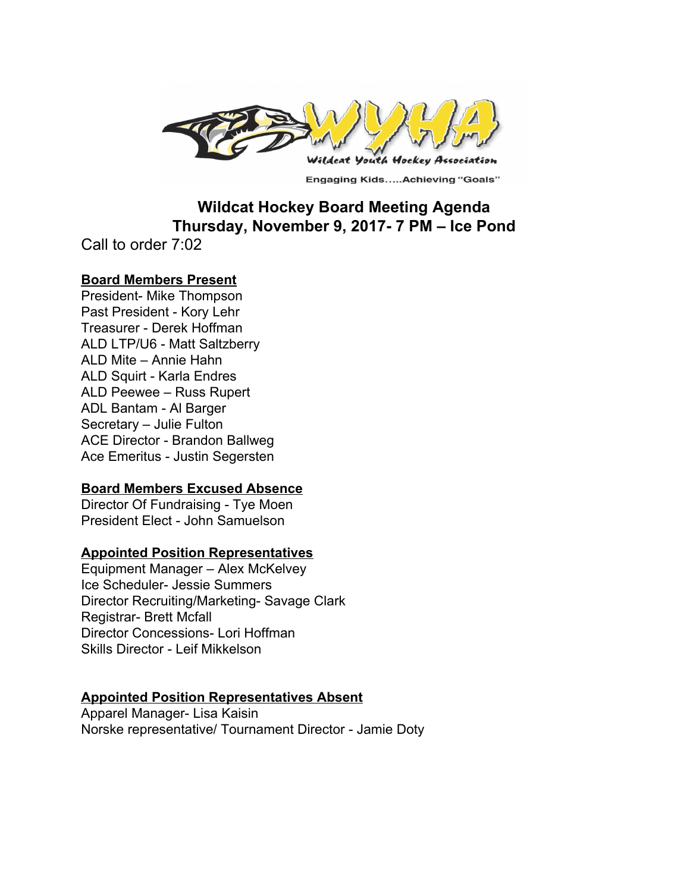# Wildcat Hockey Board Meeting Agenda

## Thursday, November 9, 2017- 7 PM – Ice Pond

Call to order 7:02

**Board Members Present**

President- Mike Thompson
Past President - Kory Lehr
Treasurer - Derek Hoffman
ALD LTP/U6 - Matt Saltzberry
ALD Mite – Annie Hahn
ALD Squirt - Karla Endres
ALD Peewee – Russ Rupert
ADL Bantam - Al Barger
Secretary – Julie Fulton
ACE Director - Brandon Ballweg
Ace Emeritus - Justin Segersten

**Board Members Excused Absence**

Director Of Fundraising - Tye Moen
President Elect - John Samuelson

**Appointed Position Representatives**

Equipment Manager – Alex McKelvey
Ice Scheduler- Jessie Summers
Director Recruiting/Marketing- Savage Clark
Registrar- Brett Mcfall
Director Concessions- Lori Hoffman
Skills Director - Leif Mikkelson

**Appointed Position Representatives Absent**

Apparel Manager- Lisa Kaisin
Norske representative/ Tournament Director - Jamie Doty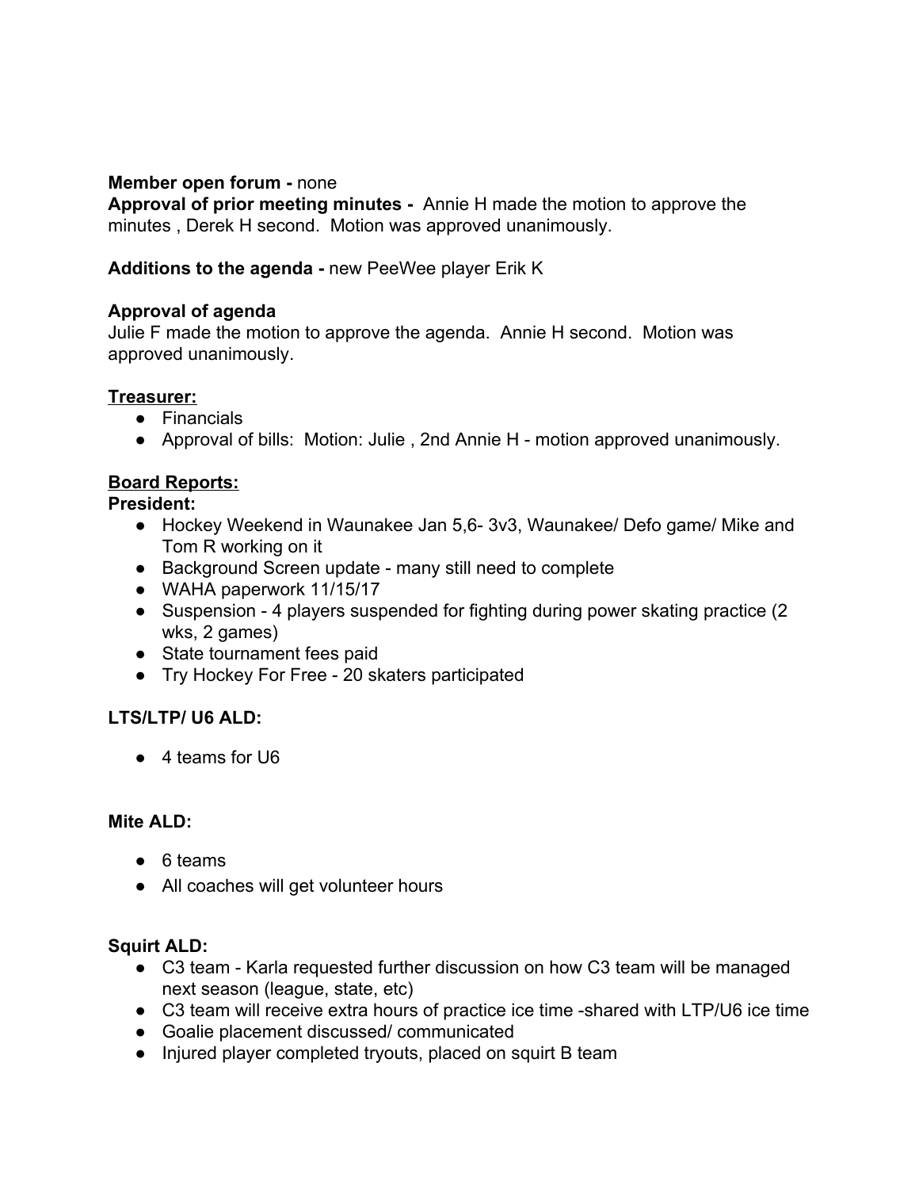**Member open forum -** none

**Approval of prior meeting minutes -** Annie H made the motion to approve the minutes , Derek H second. Motion was approved unanimously.

**Additions to the agenda -** new PeeWee player Erik K

**Approval of agenda**

Julie F made the motion to approve the agenda. Annie H second. Motion was approved unanimously.

**Treasurer:**

- Financials
- Approval of bills: Motion: Julie , 2nd Annie H - motion approved unanimously.

**Board Reports:**

**President:**

- Hockey Weekend in Waunakee Jan 5,6- 3v3, Waunakee/ Defo game/ Mike and Tom R working on it
- Background Screen update - many still need to complete
- WAHA paperwork 11/15/17
- Suspension - 4 players suspended for fighting during power skating practice (2 wks, 2 games)
- State tournament fees paid
- Try Hockey For Free - 20 skaters participated

**LTS/LTP/ U6 ALD:**

- 4 teams for U6

**Mite ALD:**

- 6 teams
- All coaches will get volunteer hours

**Squirt ALD:**

- C3 team - Karla requested further discussion on how C3 team will be managed next season (league, state, etc)
- C3 team will receive extra hours of practice ice time -shared with LTP/U6 ice time
- Goalie placement discussed/ communicated
- Injured player completed tryouts, placed on squirt B team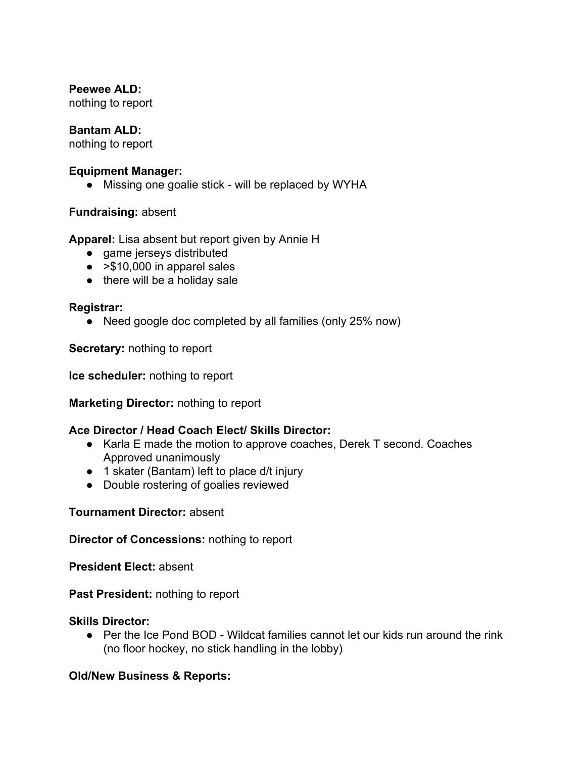**Peewee ALD:**
nothing to report

**Bantam ALD:**
nothing to report

**Equipment Manager:**
- Missing one goalie stick - will be replaced by WYHA

**Fundraising:** absent

**Apparel:** Lisa absent but report given by Annie H
- game jerseys distributed
- >$10,000 in apparel sales
- there will be a holiday sale

**Registrar:**
- Need google doc completed by all families (only 25% now)

**Secretary:** nothing to report

**Ice scheduler:** nothing to report

**Marketing Director:** nothing to report

**Ace Director / Head Coach Elect/ Skills Director:**
- Karla E made the motion to approve coaches, Derek T second. Coaches Approved unanimously
- 1 skater (Bantam) left to place d/t injury
- Double rostering of goalies reviewed

**Tournament Director:** absent

**Director of Concessions:** nothing to report

**President Elect:** absent

**Past President:** nothing to report

**Skills Director:**
- Per the Ice Pond BOD - Wildcat families cannot let our kids run around the rink (no floor hockey, no stick handling in the lobby)

**Old/New Business & Reports:**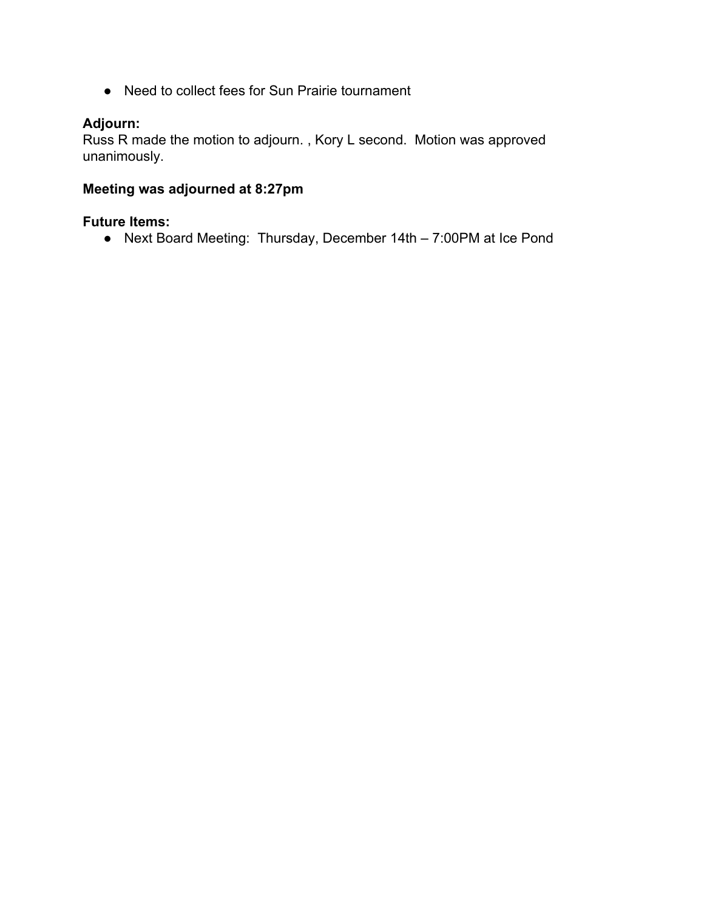- Need to collect fees for Sun Prairie tournament

**Adjourn:**
Russ R made the motion to adjourn. , Kory L second. Motion was approved unanimously.

**Meeting was adjourned at 8:27pm**

**Future Items:**
- Next Board Meeting: Thursday, December 14th – 7:00PM at Ice Pond